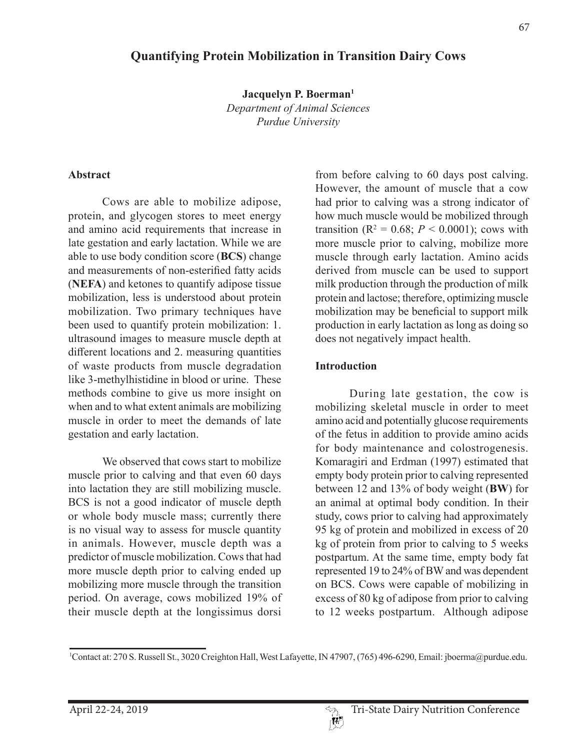# Quantifying Protein Mobilization in Transition Dairy Cows

**Jacquelyn P. Boerman**[1]
*Department of Animal Sciences*
*Purdue University*

## Abstract

Cows are able to mobilize adipose, protein, and glycogen stores to meet energy and amino acid requirements that increase in late gestation and early lactation. While we are able to use body condition score (**BCS**) change and measurements of non-esterified fatty acids (**NEFA**) and ketones to quantify adipose tissue mobilization, less is understood about protein mobilization. Two primary techniques have been used to quantify protein mobilization: 1. ultrasound images to measure muscle depth at different locations and 2. measuring quantities of waste products from muscle degradation like 3-methylhistidine in blood or urine. These methods combine to give us more insight on when and to what extent animals are mobilizing muscle in order to meet the demands of late gestation and early lactation.

We observed that cows start to mobilize muscle prior to calving and that even 60 days into lactation they are still mobilizing muscle. BCS is not a good indicator of muscle depth or whole body muscle mass; currently there is no visual way to assess for muscle quantity in animals. However, muscle depth was a predictor of muscle mobilization. Cows that had more muscle depth prior to calving ended up mobilizing more muscle through the transition period. On average, cows mobilized 19% of their muscle depth at the longissimus dorsi from before calving to 60 days post calving. However, the amount of muscle that a cow had prior to calving was a strong indicator of how much muscle would be mobilized through transition ($R^2 = 0.68$; $P < 0.0001$); cows with more muscle prior to calving, mobilize more muscle through early lactation. Amino acids derived from muscle can be used to support milk production through the production of milk protein and lactose; therefore, optimizing muscle mobilization may be beneficial to support milk production in early lactation as long as doing so does not negatively impact health.

## Introduction

During late gestation, the cow is mobilizing skeletal muscle in order to meet amino acid and potentially glucose requirements of the fetus in addition to provide amino acids for body maintenance and colostrogenesis. Komaragiri and Erdman (1997) estimated that empty body protein prior to calving represented between 12 and 13% of body weight (**BW**) for an animal at optimal body condition. In their study, cows prior to calving had approximately 95 kg of protein and mobilized in excess of 20 kg of protein from prior to calving to 5 weeks postpartum. At the same time, empty body fat represented 19 to 24% of BW and was dependent on BCS. Cows were capable of mobilizing in excess of 80 kg of adipose from prior to calving to 12 weeks postpartum. Although adipose

[1]Contact at: 270 S. Russell St., 3020 Creighton Hall, West Lafayette, IN 47907, (765) 496-6290, Email: jboerma@purdue.edu.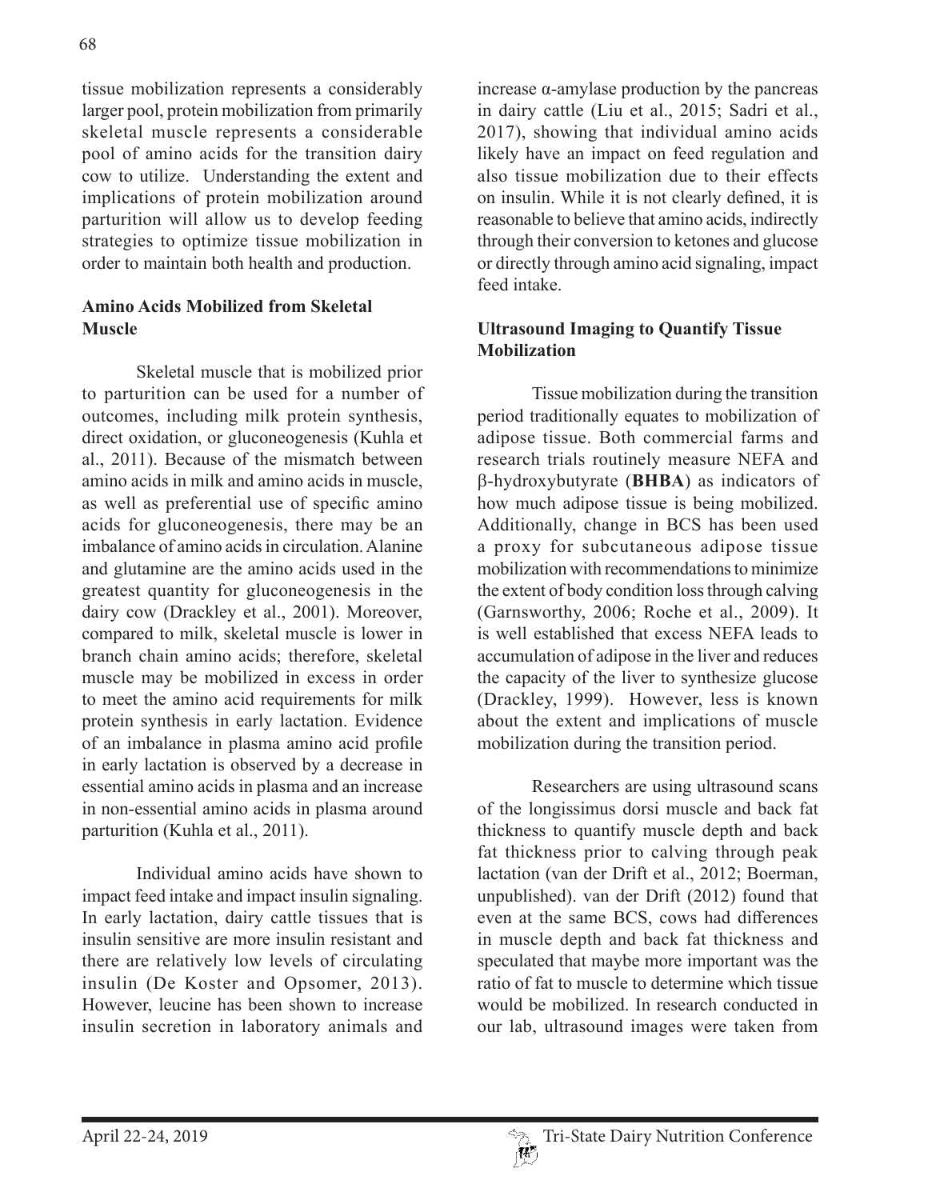tissue mobilization represents a considerably larger pool, protein mobilization from primarily skeletal muscle represents a considerable pool of amino acids for the transition dairy cow to utilize. Understanding the extent and implications of protein mobilization around parturition will allow us to develop feeding strategies to optimize tissue mobilization in order to maintain both health and production.

## Amino Acids Mobilized from Skeletal Muscle

Skeletal muscle that is mobilized prior to parturition can be used for a number of outcomes, including milk protein synthesis, direct oxidation, or gluconeogenesis (Kuhla et al., 2011). Because of the mismatch between amino acids in milk and amino acids in muscle, as well as preferential use of specific amino acids for gluconeogenesis, there may be an imbalance of amino acids in circulation. Alanine and glutamine are the amino acids used in the greatest quantity for gluconeogenesis in the dairy cow (Drackley et al., 2001). Moreover, compared to milk, skeletal muscle is lower in branch chain amino acids; therefore, skeletal muscle may be mobilized in excess in order to meet the amino acid requirements for milk protein synthesis in early lactation. Evidence of an imbalance in plasma amino acid profile in early lactation is observed by a decrease in essential amino acids in plasma and an increase in non-essential amino acids in plasma around parturition (Kuhla et al., 2011).

Individual amino acids have shown to impact feed intake and impact insulin signaling. In early lactation, dairy cattle tissues that is insulin sensitive are more insulin resistant and there are relatively low levels of circulating insulin (De Koster and Opsomer, 2013). However, leucine has been shown to increase insulin secretion in laboratory animals and increase α-amylase production by the pancreas in dairy cattle (Liu et al., 2015; Sadri et al., 2017), showing that individual amino acids likely have an impact on feed regulation and also tissue mobilization due to their effects on insulin. While it is not clearly defined, it is reasonable to believe that amino acids, indirectly through their conversion to ketones and glucose or directly through amino acid signaling, impact feed intake.

## Ultrasound Imaging to Quantify Tissue Mobilization

Tissue mobilization during the transition period traditionally equates to mobilization of adipose tissue. Both commercial farms and research trials routinely measure NEFA and β-hydroxybutyrate (**BHBA**) as indicators of how much adipose tissue is being mobilized. Additionally, change in BCS has been used a proxy for subcutaneous adipose tissue mobilization with recommendations to minimize the extent of body condition loss through calving (Garnsworthy, 2006; Roche et al., 2009). It is well established that excess NEFA leads to accumulation of adipose in the liver and reduces the capacity of the liver to synthesize glucose (Drackley, 1999). However, less is known about the extent and implications of muscle mobilization during the transition period.

Researchers are using ultrasound scans of the longissimus dorsi muscle and back fat thickness to quantify muscle depth and back fat thickness prior to calving through peak lactation (van der Drift et al., 2012; Boerman, unpublished). van der Drift (2012) found that even at the same BCS, cows had differences in muscle depth and back fat thickness and speculated that maybe more important was the ratio of fat to muscle to determine which tissue would be mobilized. In research conducted in our lab, ultrasound images were taken from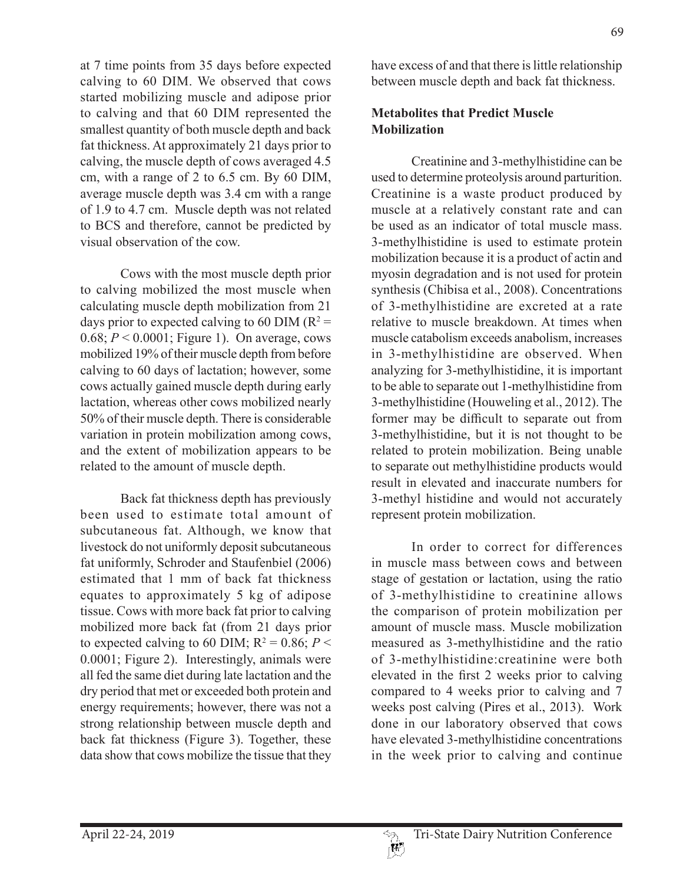at 7 time points from 35 days before expected calving to 60 DIM. We observed that cows started mobilizing muscle and adipose prior to calving and that 60 DIM represented the smallest quantity of both muscle depth and back fat thickness. At approximately 21 days prior to calving, the muscle depth of cows averaged 4.5 cm, with a range of 2 to 6.5 cm. By 60 DIM, average muscle depth was 3.4 cm with a range of 1.9 to 4.7 cm. Muscle depth was not related to BCS and therefore, cannot be predicted by visual observation of the cow.

Cows with the most muscle depth prior to calving mobilized the most muscle when calculating muscle depth mobilization from 21 days prior to expected calving to 60 DIM ($R^2 = 0.68$; $P < 0.0001$; Figure 1). On average, cows mobilized 19% of their muscle depth from before calving to 60 days of lactation; however, some cows actually gained muscle depth during early lactation, whereas other cows mobilized nearly 50% of their muscle depth. There is considerable variation in protein mobilization among cows, and the extent of mobilization appears to be related to the amount of muscle depth.

Back fat thickness depth has previously been used to estimate total amount of subcutaneous fat. Although, we know that livestock do not uniformly deposit subcutaneous fat uniformly, Schroder and Staufenbiel (2006) estimated that 1 mm of back fat thickness equates to approximately 5 kg of adipose tissue. Cows with more back fat prior to calving mobilized more back fat (from 21 days prior to expected calving to 60 DIM; $R^2 = 0.86$; $P < 0.0001$; Figure 2). Interestingly, animals were all fed the same diet during late lactation and the dry period that met or exceeded both protein and energy requirements; however, there was not a strong relationship between muscle depth and back fat thickness (Figure 3). Together, these data show that cows mobilize the tissue that they have excess of and that there is little relationship between muscle depth and back fat thickness.

## Metabolites that Predict Muscle Mobilization

Creatinine and 3-methylhistidine can be used to determine proteolysis around parturition. Creatinine is a waste product produced by muscle at a relatively constant rate and can be used as an indicator of total muscle mass. 3-methylhistidine is used to estimate protein mobilization because it is a product of actin and myosin degradation and is not used for protein synthesis (Chibisa et al., 2008). Concentrations of 3-methylhistidine are excreted at a rate relative to muscle breakdown. At times when muscle catabolism exceeds anabolism, increases in 3-methylhistidine are observed. When analyzing for 3-methylhistidine, it is important to be able to separate out 1-methylhistidine from 3-methylhistidine (Houweling et al., 2012). The former may be difficult to separate out from 3-methylhistidine, but it is not thought to be related to protein mobilization. Being unable to separate out methylhistidine products would result in elevated and inaccurate numbers for 3-methyl histidine and would not accurately represent protein mobilization.

In order to correct for differences in muscle mass between cows and between stage of gestation or lactation, using the ratio of 3-methylhistidine to creatinine allows the comparison of protein mobilization per amount of muscle mass. Muscle mobilization measured as 3-methylhistidine and the ratio of 3-methylhistidine:creatinine were both elevated in the first 2 weeks prior to calving compared to 4 weeks prior to calving and 7 weeks post calving (Pires et al., 2013). Work done in our laboratory observed that cows have elevated 3-methylhistidine concentrations in the week prior to calving and continue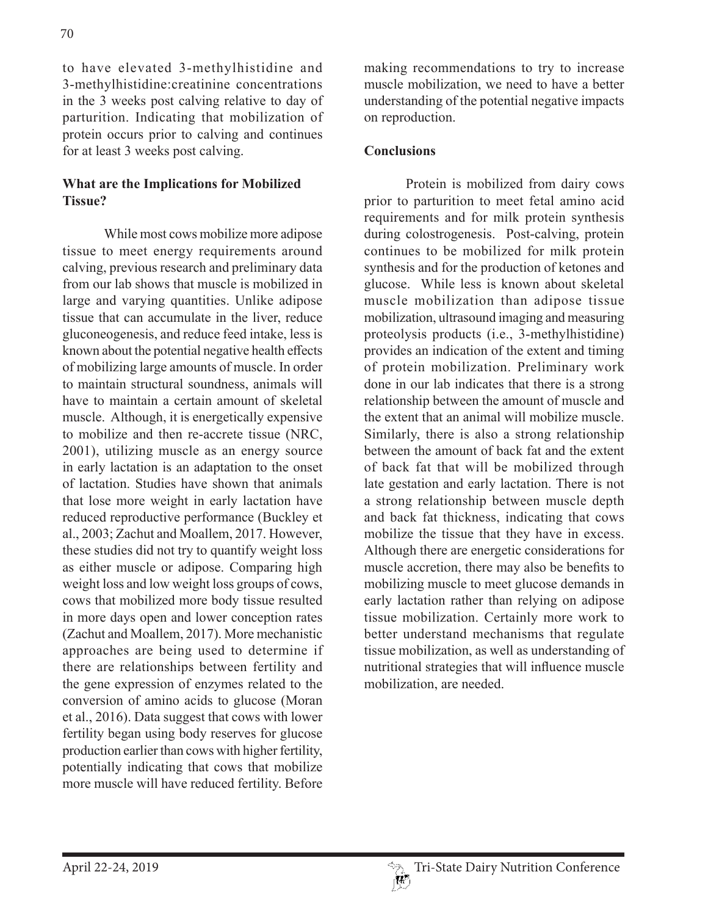to have elevated 3-methylhistidine and 3-methylhistidine:creatinine concentrations in the 3 weeks post calving relative to day of parturition. Indicating that mobilization of protein occurs prior to calving and continues for at least 3 weeks post calving.

**What are the Implications for Mobilized Tissue?**

While most cows mobilize more adipose tissue to meet energy requirements around calving, previous research and preliminary data from our lab shows that muscle is mobilized in large and varying quantities. Unlike adipose tissue that can accumulate in the liver, reduce gluconeogenesis, and reduce feed intake, less is known about the potential negative health effects of mobilizing large amounts of muscle. In order to maintain structural soundness, animals will have to maintain a certain amount of skeletal muscle. Although, it is energetically expensive to mobilize and then re-accrete tissue (NRC, 2001), utilizing muscle as an energy source in early lactation is an adaptation to the onset of lactation. Studies have shown that animals that lose more weight in early lactation have reduced reproductive performance (Buckley et al., 2003; Zachut and Moallem, 2017. However, these studies did not try to quantify weight loss as either muscle or adipose. Comparing high weight loss and low weight loss groups of cows, cows that mobilized more body tissue resulted in more days open and lower conception rates (Zachut and Moallem, 2017). More mechanistic approaches are being used to determine if there are relationships between fertility and the gene expression of enzymes related to the conversion of amino acids to glucose (Moran et al., 2016). Data suggest that cows with lower fertility began using body reserves for glucose production earlier than cows with higher fertility, potentially indicating that cows that mobilize more muscle will have reduced fertility. Before making recommendations to try to increase muscle mobilization, we need to have a better understanding of the potential negative impacts on reproduction.

**Conclusions**

Protein is mobilized from dairy cows prior to parturition to meet fetal amino acid requirements and for milk protein synthesis during colostrogenesis. Post-calving, protein continues to be mobilized for milk protein synthesis and for the production of ketones and glucose. While less is known about skeletal muscle mobilization than adipose tissue mobilization, ultrasound imaging and measuring proteolysis products (i.e., 3-methylhistidine) provides an indication of the extent and timing of protein mobilization. Preliminary work done in our lab indicates that there is a strong relationship between the amount of muscle and the extent that an animal will mobilize muscle. Similarly, there is also a strong relationship between the amount of back fat and the extent of back fat that will be mobilized through late gestation and early lactation. There is not a strong relationship between muscle depth and back fat thickness, indicating that cows mobilize the tissue that they have in excess. Although there are energetic considerations for muscle accretion, there may also be benefits to mobilizing muscle to meet glucose demands in early lactation rather than relying on adipose tissue mobilization. Certainly more work to better understand mechanisms that regulate tissue mobilization, as well as understanding of nutritional strategies that will influence muscle mobilization, are needed.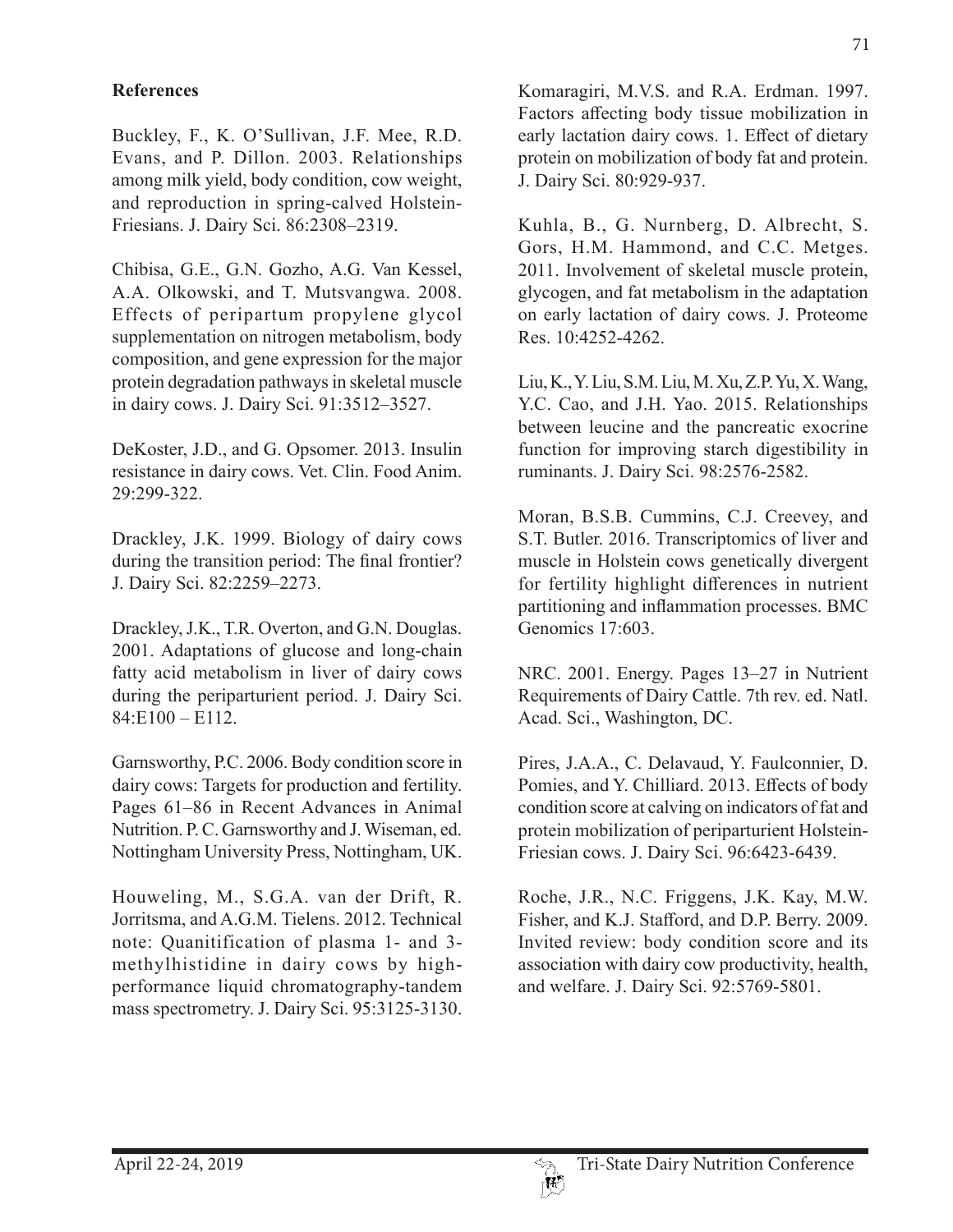## References

Buckley, F., K. O'Sullivan, J.F. Mee, R.D. Evans, and P. Dillon. 2003. Relationships among milk yield, body condition, cow weight, and reproduction in spring-calved Holstein-Friesians. J. Dairy Sci. 86:2308–2319.

Chibisa, G.E., G.N. Gozho, A.G. Van Kessel, A.A. Olkowski, and T. Mutsvangwa. 2008. Effects of peripartum propylene glycol supplementation on nitrogen metabolism, body composition, and gene expression for the major protein degradation pathways in skeletal muscle in dairy cows. J. Dairy Sci. 91:3512–3527.

DeKoster, J.D., and G. Opsomer. 2013. Insulin resistance in dairy cows. Vet. Clin. Food Anim. 29:299-322.

Drackley, J.K. 1999. Biology of dairy cows during the transition period: The final frontier? J. Dairy Sci. 82:2259–2273.

Drackley, J.K., T.R. Overton, and G.N. Douglas. 2001. Adaptations of glucose and long-chain fatty acid metabolism in liver of dairy cows during the periparturient period. J. Dairy Sci. 84:E100 – E112.

Garnsworthy, P.C. 2006. Body condition score in dairy cows: Targets for production and fertility. Pages 61–86 in Recent Advances in Animal Nutrition. P. C. Garnsworthy and J. Wiseman, ed. Nottingham University Press, Nottingham, UK.

Houweling, M., S.G.A. van der Drift, R. Jorritsma, and A.G.M. Tielens. 2012. Technical note: Quanitification of plasma 1- and 3-methylhistidine in dairy cows by high-performance liquid chromatography-tandem mass spectrometry. J. Dairy Sci. 95:3125-3130.

Komaragiri, M.V.S. and R.A. Erdman. 1997. Factors affecting body tissue mobilization in early lactation dairy cows. 1. Effect of dietary protein on mobilization of body fat and protein. J. Dairy Sci. 80:929-937.

Kuhla, B., G. Nurnberg, D. Albrecht, S. Gors, H.M. Hammond, and C.C. Metges. 2011. Involvement of skeletal muscle protein, glycogen, and fat metabolism in the adaptation on early lactation of dairy cows. J. Proteome Res. 10:4252-4262.

Liu, K., Y. Liu, S.M. Liu, M. Xu, Z.P. Yu, X. Wang, Y.C. Cao, and J.H. Yao. 2015. Relationships between leucine and the pancreatic exocrine function for improving starch digestibility in ruminants. J. Dairy Sci. 98:2576-2582.

Moran, B.S.B. Cummins, C.J. Creevey, and S.T. Butler. 2016. Transcriptomics of liver and muscle in Holstein cows genetically divergent for fertility highlight differences in nutrient partitioning and inflammation processes. BMC Genomics 17:603.

NRC. 2001. Energy. Pages 13–27 in Nutrient Requirements of Dairy Cattle. 7th rev. ed. Natl. Acad. Sci., Washington, DC.

Pires, J.A.A., C. Delavaud, Y. Faulconnier, D. Pomies, and Y. Chilliard. 2013. Effects of body condition score at calving on indicators of fat and protein mobilization of periparturient Holstein-Friesian cows. J. Dairy Sci. 96:6423-6439.

Roche, J.R., N.C. Friggens, J.K. Kay, M.W. Fisher, and K.J. Stafford, and D.P. Berry. 2009. Invited review: body condition score and its association with dairy cow productivity, health, and welfare. J. Dairy Sci. 92:5769-5801.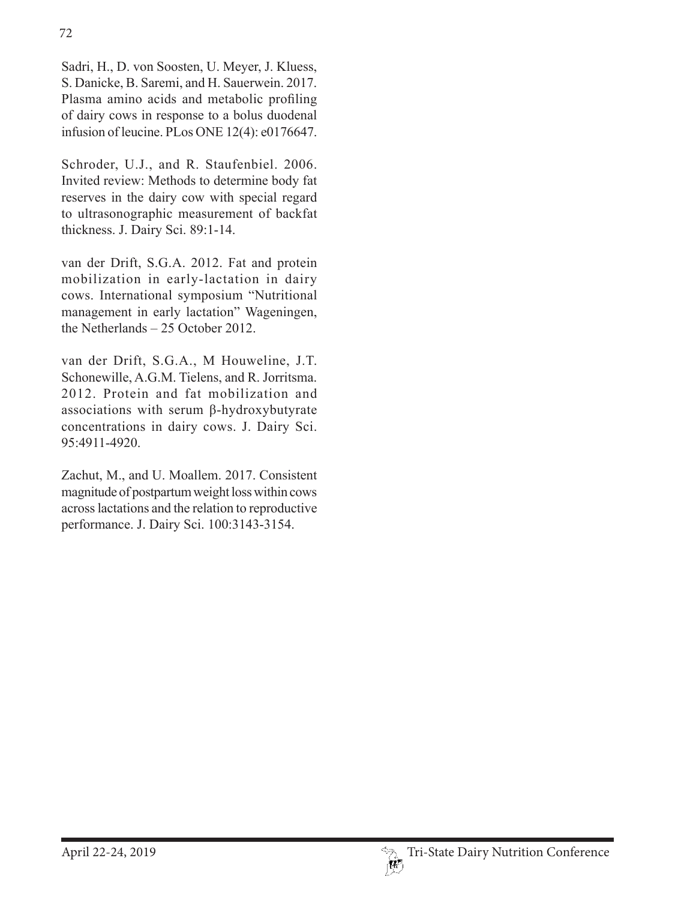Sadri, H., D. von Soosten, U. Meyer, J. Kluess, S. Danicke, B. Saremi, and H. Sauerwein. 2017. Plasma amino acids and metabolic profiling of dairy cows in response to a bolus duodenal infusion of leucine. PLos ONE 12(4): e0176647.

Schroder, U.J., and R. Staufenbiel. 2006. Invited review: Methods to determine body fat reserves in the dairy cow with special regard to ultrasonographic measurement of backfat thickness. J. Dairy Sci. 89:1-14.

van der Drift, S.G.A. 2012. Fat and protein mobilization in early-lactation in dairy cows. International symposium "Nutritional management in early lactation" Wageningen, the Netherlands – 25 October 2012.

van der Drift, S.G.A., M Houweline, J.T. Schonewille, A.G.M. Tielens, and R. Jorritsma. 2012. Protein and fat mobilization and associations with serum β-hydroxybutyrate concentrations in dairy cows. J. Dairy Sci. 95:4911-4920.

Zachut, M., and U. Moallem. 2017. Consistent magnitude of postpartum weight loss within cows across lactations and the relation to reproductive performance. J. Dairy Sci. 100:3143-3154.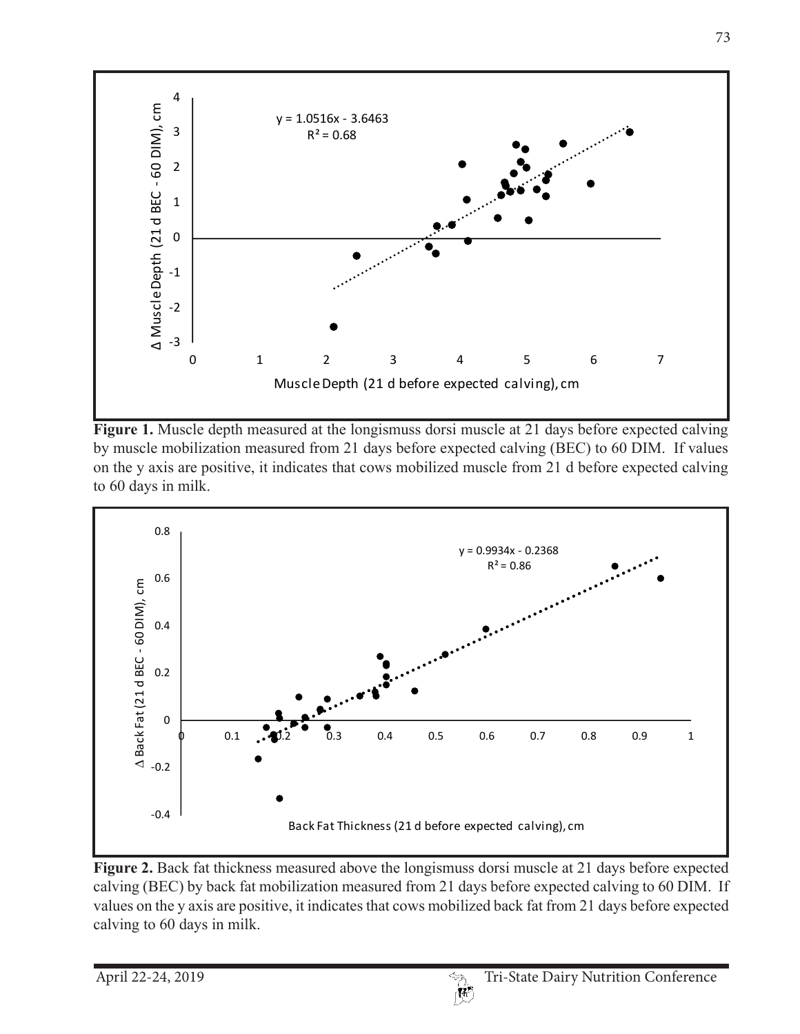**Figure 1.** Muscle depth measured at the longismuss dorsi muscle at 21 days before expected calving by muscle mobilization measured from 21 days before expected calving (BEC) to 60 DIM. If values on the y axis are positive, it indicates that cows mobilized muscle from 21 d before expected calving to 60 days in milk.

**Figure 2.** Back fat thickness measured above the longismuss dorsi muscle at 21 days before expected calving (BEC) by back fat mobilization measured from 21 days before expected calving to 60 DIM. If values on the y axis are positive, it indicates that cows mobilized back fat from 21 days before expected calving to 60 days in milk.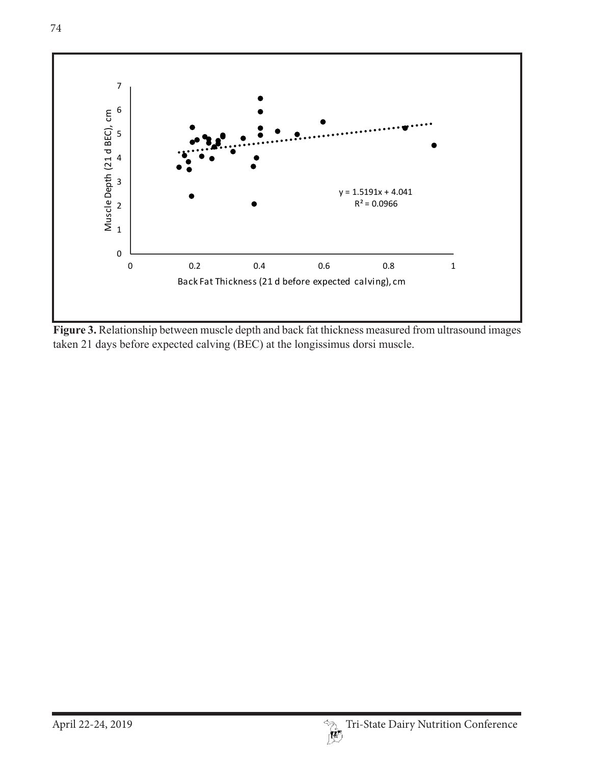7
6
5
4
3
2
1
0

Muscle Depth (21 d BEC), cm

0 0.2 0.4 0.6 0.8 1

Back Fat Thickness (21 d before expected calving), cm

y = 1.5191x + 4.041
$R^2 = 0.0966$

**Figure 3.** Relationship between muscle depth and back fat thickness measured from ultrasound images taken 21 days before expected calving (BEC) at the longissimus dorsi muscle.